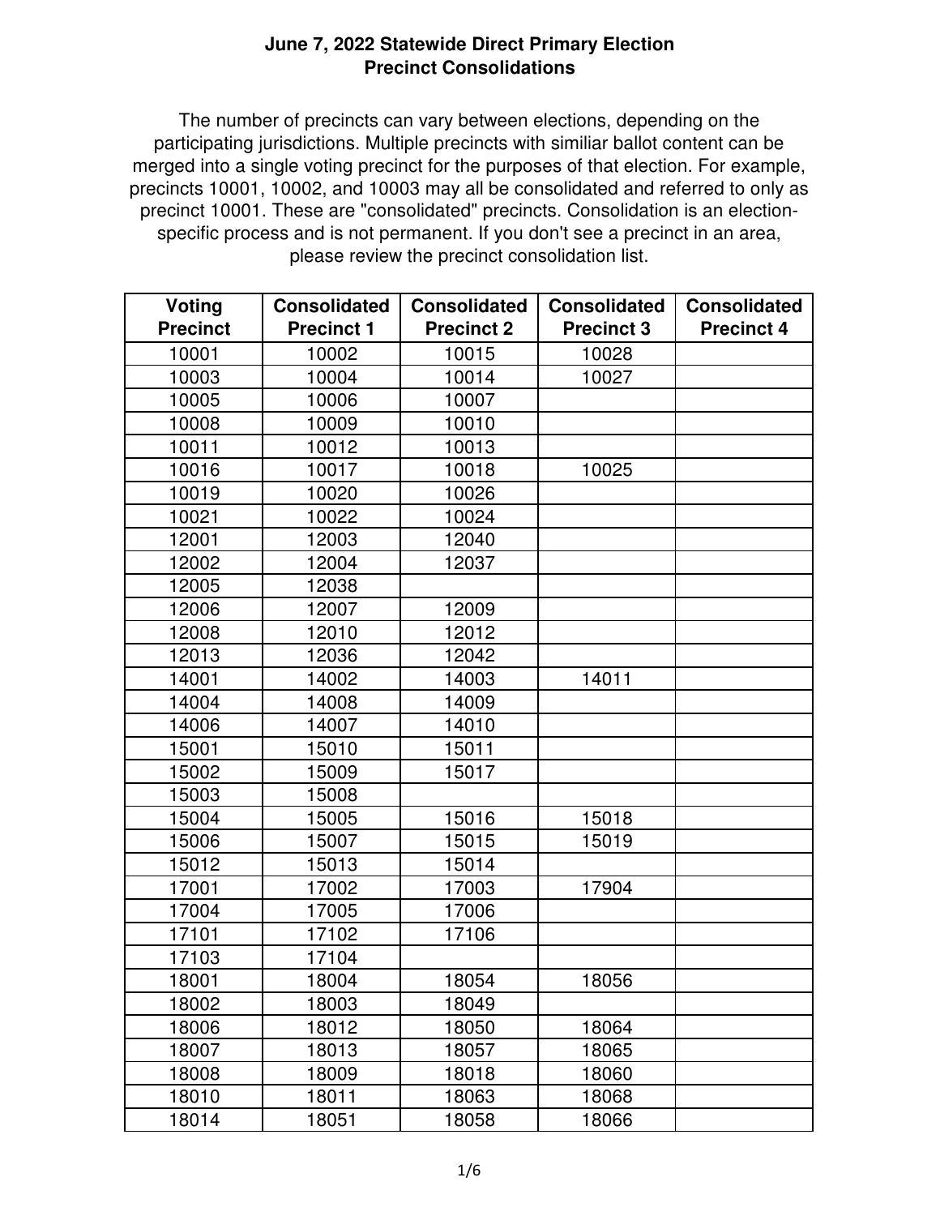**June 7, 2022 Statewide Direct Primary Election**
**Precinct Consolidations**

The number of precincts can vary between elections, depending on the participating jurisdictions. Multiple precincts with similiar ballot content can be merged into a single voting precinct for the purposes of that election. For example, precincts 10001, 10002, and 10003 may all be consolidated and referred to only as precinct 10001. These are "consolidated" precincts. Consolidation is an election-specific process and is not permanent. If you don't see a precinct in an area, please review the precinct consolidation list.

| Voting Precinct | Consolidated Precinct 1 | Consolidated Precinct 2 | Consolidated Precinct 3 | Consolidated Precinct 4 |
|---|---|---|---|---|
| 10001 | 10002 | 10015 | 10028 | |
| 10003 | 10004 | 10014 | 10027 | |
| 10005 | 10006 | 10007 | | |
| 10008 | 10009 | 10010 | | |
| 10011 | 10012 | 10013 | | |
| 10016 | 10017 | 10018 | 10025 | |
| 10019 | 10020 | 10026 | | |
| 10021 | 10022 | 10024 | | |
| 12001 | 12003 | 12040 | | |
| 12002 | 12004 | 12037 | | |
| 12005 | 12038 | | | |
| 12006 | 12007 | 12009 | | |
| 12008 | 12010 | 12012 | | |
| 12013 | 12036 | 12042 | | |
| 14001 | 14002 | 14003 | 14011 | |
| 14004 | 14008 | 14009 | | |
| 14006 | 14007 | 14010 | | |
| 15001 | 15010 | 15011 | | |
| 15002 | 15009 | 15017 | | |
| 15003 | 15008 | | | |
| 15004 | 15005 | 15016 | 15018 | |
| 15006 | 15007 | 15015 | 15019 | |
| 15012 | 15013 | 15014 | | |
| 17001 | 17002 | 17003 | 17904 | |
| 17004 | 17005 | 17006 | | |
| 17101 | 17102 | 17106 | | |
| 17103 | 17104 | | | |
| 18001 | 18004 | 18054 | 18056 | |
| 18002 | 18003 | 18049 | | |
| 18006 | 18012 | 18050 | 18064 | |
| 18007 | 18013 | 18057 | 18065 | |
| 18008 | 18009 | 18018 | 18060 | |
| 18010 | 18011 | 18063 | 18068 | |
| 18014 | 18051 | 18058 | 18066 | |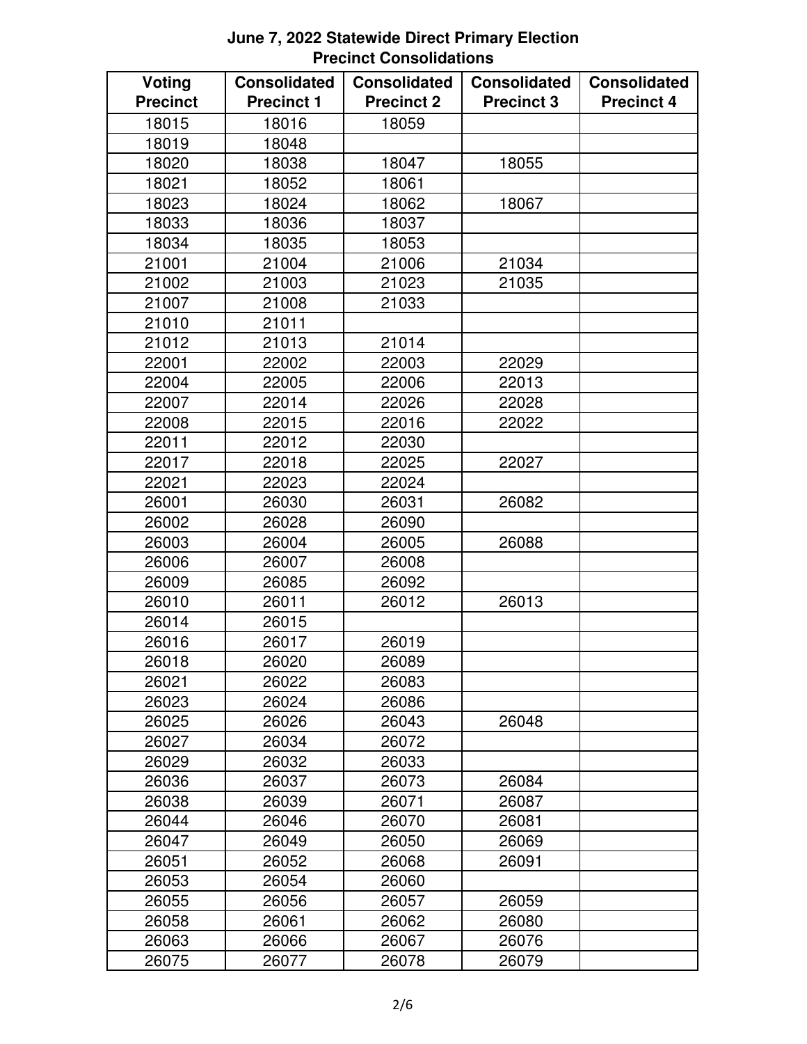**June 7, 2022 Statewide Direct Primary Election**
**Precinct Consolidations**

| Voting Precinct | Consolidated Precinct 1 | Consolidated Precinct 2 | Consolidated Precinct 3 | Consolidated Precinct 4 |
|---|---|---|---|---|
| 18015 | 18016 | 18059 | | |
| 18019 | 18048 | | | |
| 18020 | 18038 | 18047 | 18055 | |
| 18021 | 18052 | 18061 | | |
| 18023 | 18024 | 18062 | 18067 | |
| 18033 | 18036 | 18037 | | |
| 18034 | 18035 | 18053 | | |
| 21001 | 21004 | 21006 | 21034 | |
| 21002 | 21003 | 21023 | 21035 | |
| 21007 | 21008 | 21033 | | |
| 21010 | 21011 | | | |
| 21012 | 21013 | 21014 | | |
| 22001 | 22002 | 22003 | 22029 | |
| 22004 | 22005 | 22006 | 22013 | |
| 22007 | 22014 | 22026 | 22028 | |
| 22008 | 22015 | 22016 | 22022 | |
| 22011 | 22012 | 22030 | | |
| 22017 | 22018 | 22025 | 22027 | |
| 22021 | 22023 | 22024 | | |
| 26001 | 26030 | 26031 | 26082 | |
| 26002 | 26028 | 26090 | | |
| 26003 | 26004 | 26005 | 26088 | |
| 26006 | 26007 | 26008 | | |
| 26009 | 26085 | 26092 | | |
| 26010 | 26011 | 26012 | 26013 | |
| 26014 | 26015 | | | |
| 26016 | 26017 | 26019 | | |
| 26018 | 26020 | 26089 | | |
| 26021 | 26022 | 26083 | | |
| 26023 | 26024 | 26086 | | |
| 26025 | 26026 | 26043 | 26048 | |
| 26027 | 26034 | 26072 | | |
| 26029 | 26032 | 26033 | | |
| 26036 | 26037 | 26073 | 26084 | |
| 26038 | 26039 | 26071 | 26087 | |
| 26044 | 26046 | 26070 | 26081 | |
| 26047 | 26049 | 26050 | 26069 | |
| 26051 | 26052 | 26068 | 26091 | |
| 26053 | 26054 | 26060 | | |
| 26055 | 26056 | 26057 | 26059 | |
| 26058 | 26061 | 26062 | 26080 | |
| 26063 | 26066 | 26067 | 26076 | |
| 26075 | 26077 | 26078 | 26079 | |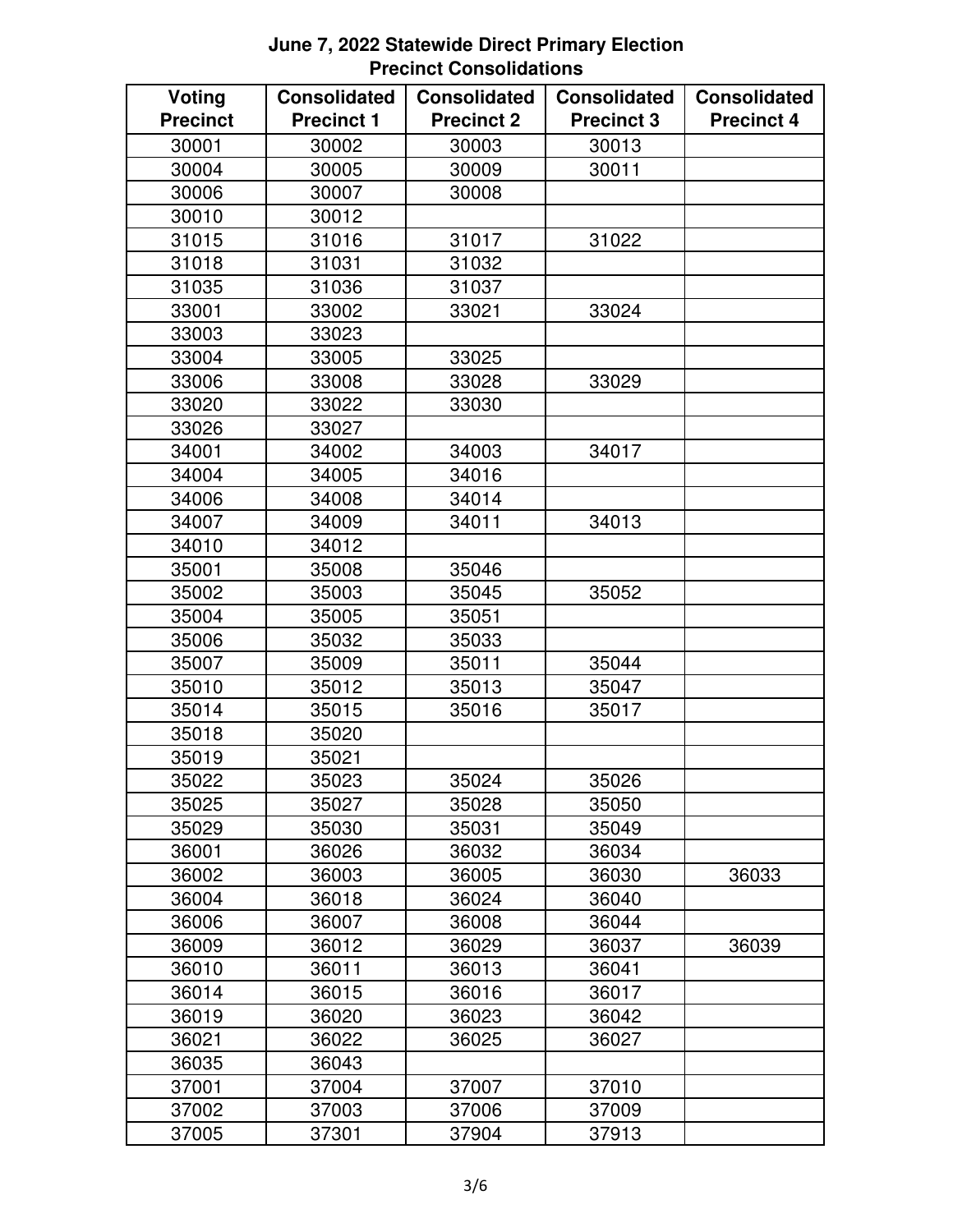**June 7, 2022 Statewide Direct Primary Election**
**Precinct Consolidations**

| Voting Precinct | Consolidated Precinct 1 | Consolidated Precinct 2 | Consolidated Precinct 3 | Consolidated Precinct 4 |
|---|---|---|---|---|
| 30001 | 30002 | 30003 | 30013 | |
| 30004 | 30005 | 30009 | 30011 | |
| 30006 | 30007 | 30008 | | |
| 30010 | 30012 | | | |
| 31015 | 31016 | 31017 | 31022 | |
| 31018 | 31031 | 31032 | | |
| 31035 | 31036 | 31037 | | |
| 33001 | 33002 | 33021 | 33024 | |
| 33003 | 33023 | | | |
| 33004 | 33005 | 33025 | | |
| 33006 | 33008 | 33028 | 33029 | |
| 33020 | 33022 | 33030 | | |
| 33026 | 33027 | | | |
| 34001 | 34002 | 34003 | 34017 | |
| 34004 | 34005 | 34016 | | |
| 34006 | 34008 | 34014 | | |
| 34007 | 34009 | 34011 | 34013 | |
| 34010 | 34012 | | | |
| 35001 | 35008 | 35046 | | |
| 35002 | 35003 | 35045 | 35052 | |
| 35004 | 35005 | 35051 | | |
| 35006 | 35032 | 35033 | | |
| 35007 | 35009 | 35011 | 35044 | |
| 35010 | 35012 | 35013 | 35047 | |
| 35014 | 35015 | 35016 | 35017 | |
| 35018 | 35020 | | | |
| 35019 | 35021 | | | |
| 35022 | 35023 | 35024 | 35026 | |
| 35025 | 35027 | 35028 | 35050 | |
| 35029 | 35030 | 35031 | 35049 | |
| 36001 | 36026 | 36032 | 36034 | |
| 36002 | 36003 | 36005 | 36030 | 36033 |
| 36004 | 36018 | 36024 | 36040 | |
| 36006 | 36007 | 36008 | 36044 | |
| 36009 | 36012 | 36029 | 36037 | 36039 |
| 36010 | 36011 | 36013 | 36041 | |
| 36014 | 36015 | 36016 | 36017 | |
| 36019 | 36020 | 36023 | 36042 | |
| 36021 | 36022 | 36025 | 36027 | |
| 36035 | 36043 | | | |
| 37001 | 37004 | 37007 | 37010 | |
| 37002 | 37003 | 37006 | 37009 | |
| 37005 | 37301 | 37904 | 37913 | |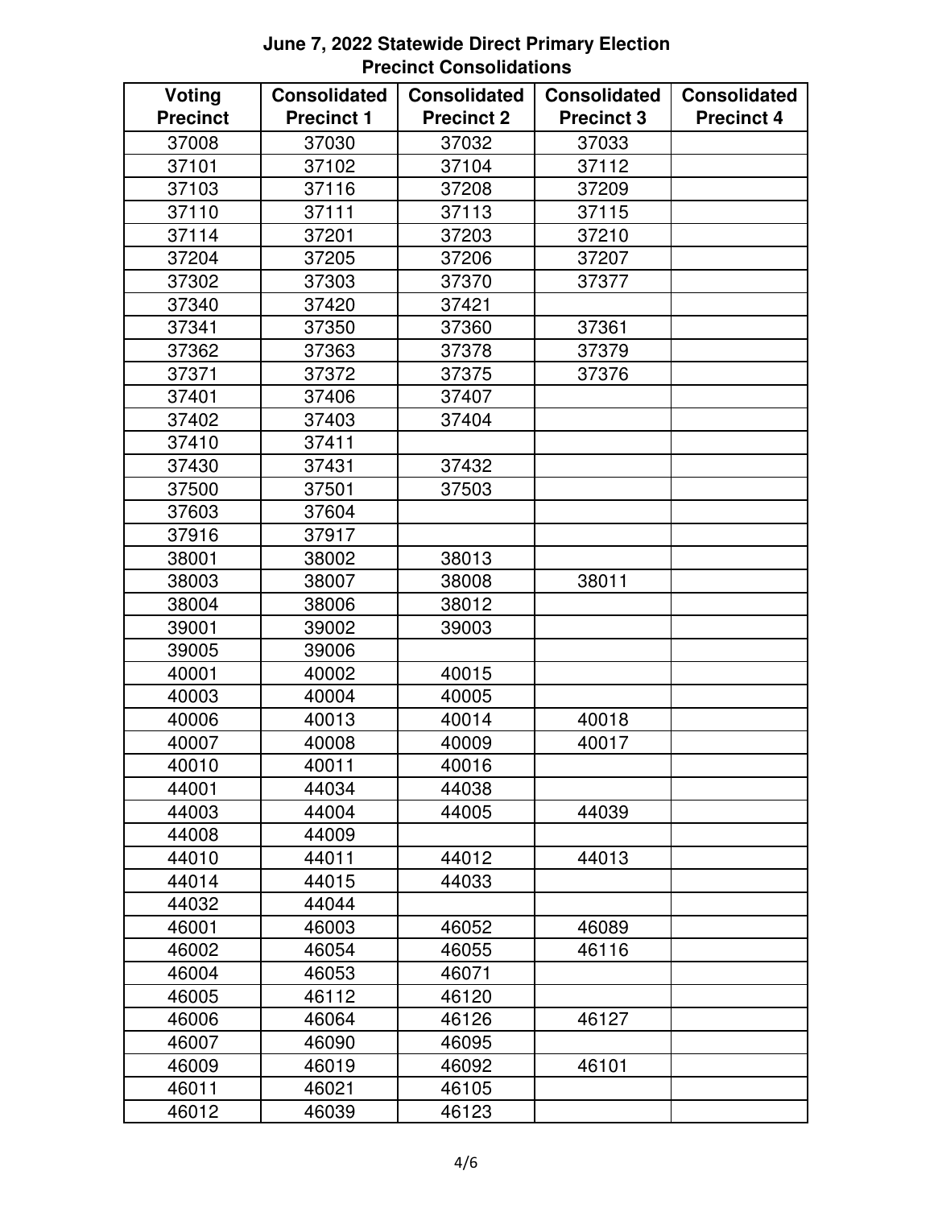**June 7, 2022 Statewide Direct Primary Election**
**Precinct Consolidations**

| Voting Precinct | Consolidated Precinct 1 | Consolidated Precinct 2 | Consolidated Precinct 3 | Consolidated Precinct 4 |
|---|---|---|---|---|
| 37008 | 37030 | 37032 | 37033 | |
| 37101 | 37102 | 37104 | 37112 | |
| 37103 | 37116 | 37208 | 37209 | |
| 37110 | 37111 | 37113 | 37115 | |
| 37114 | 37201 | 37203 | 37210 | |
| 37204 | 37205 | 37206 | 37207 | |
| 37302 | 37303 | 37370 | 37377 | |
| 37340 | 37420 | 37421 | | |
| 37341 | 37350 | 37360 | 37361 | |
| 37362 | 37363 | 37378 | 37379 | |
| 37371 | 37372 | 37375 | 37376 | |
| 37401 | 37406 | 37407 | | |
| 37402 | 37403 | 37404 | | |
| 37410 | 37411 | | | |
| 37430 | 37431 | 37432 | | |
| 37500 | 37501 | 37503 | | |
| 37603 | 37604 | | | |
| 37916 | 37917 | | | |
| 38001 | 38002 | 38013 | | |
| 38003 | 38007 | 38008 | 38011 | |
| 38004 | 38006 | 38012 | | |
| 39001 | 39002 | 39003 | | |
| 39005 | 39006 | | | |
| 40001 | 40002 | 40015 | | |
| 40003 | 40004 | 40005 | | |
| 40006 | 40013 | 40014 | 40018 | |
| 40007 | 40008 | 40009 | 40017 | |
| 40010 | 40011 | 40016 | | |
| 44001 | 44034 | 44038 | | |
| 44003 | 44004 | 44005 | 44039 | |
| 44008 | 44009 | | | |
| 44010 | 44011 | 44012 | 44013 | |
| 44014 | 44015 | 44033 | | |
| 44032 | 44044 | | | |
| 46001 | 46003 | 46052 | 46089 | |
| 46002 | 46054 | 46055 | 46116 | |
| 46004 | 46053 | 46071 | | |
| 46005 | 46112 | 46120 | | |
| 46006 | 46064 | 46126 | 46127 | |
| 46007 | 46090 | 46095 | | |
| 46009 | 46019 | 46092 | 46101 | |
| 46011 | 46021 | 46105 | | |
| 46012 | 46039 | 46123 | | |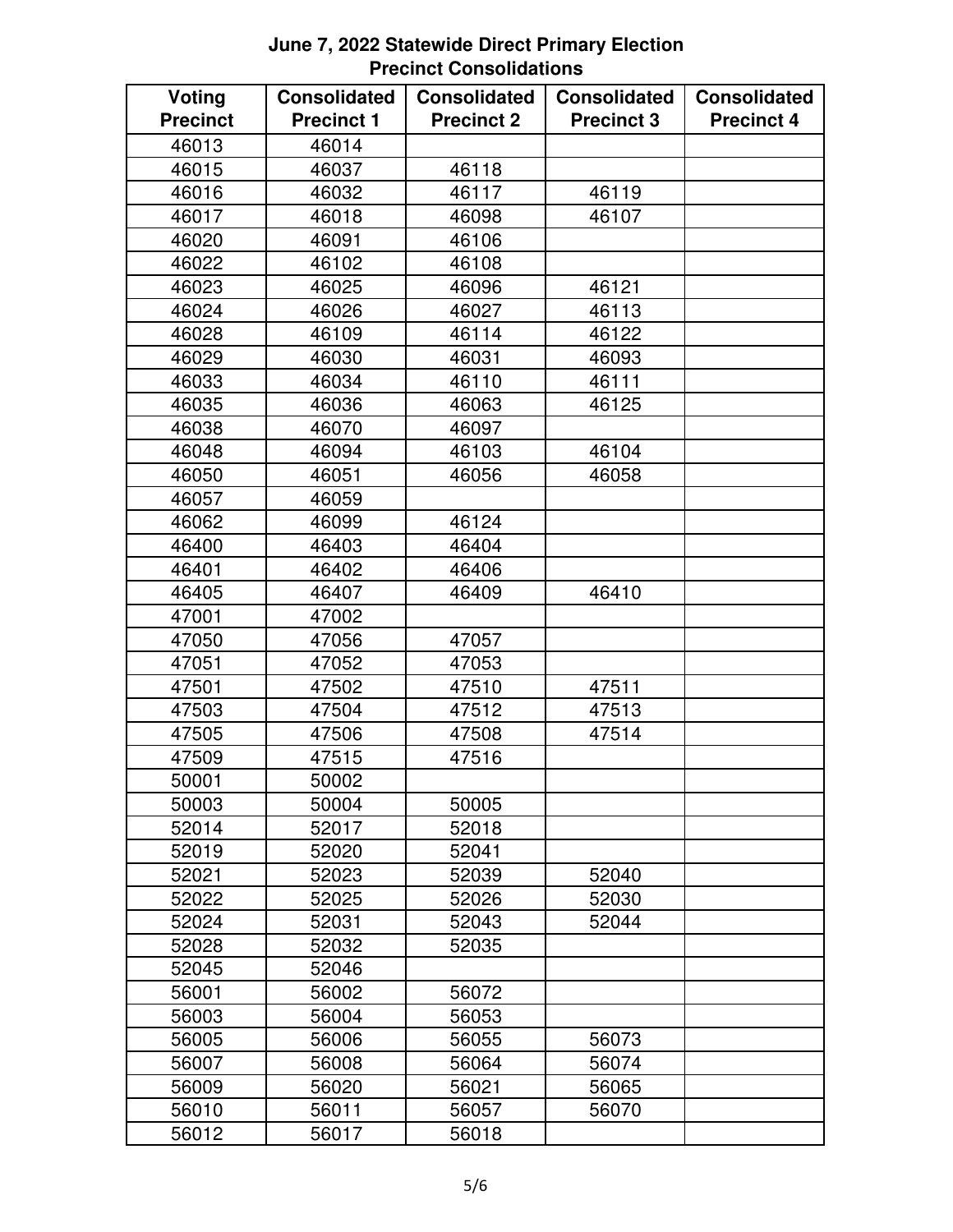# June 7, 2022 Statewide Direct Primary Election
## Precinct Consolidations

| Voting Precinct | Consolidated Precinct 1 | Consolidated Precinct 2 | Consolidated Precinct 3 | Consolidated Precinct 4 |
|---|---|---|---|---|
| 46013 | 46014 | | | |
| 46015 | 46037 | 46118 | | |
| 46016 | 46032 | 46117 | 46119 | |
| 46017 | 46018 | 46098 | 46107 | |
| 46020 | 46091 | 46106 | | |
| 46022 | 46102 | 46108 | | |
| 46023 | 46025 | 46096 | 46121 | |
| 46024 | 46026 | 46027 | 46113 | |
| 46028 | 46109 | 46114 | 46122 | |
| 46029 | 46030 | 46031 | 46093 | |
| 46033 | 46034 | 46110 | 46111 | |
| 46035 | 46036 | 46063 | 46125 | |
| 46038 | 46070 | 46097 | | |
| 46048 | 46094 | 46103 | 46104 | |
| 46050 | 46051 | 46056 | 46058 | |
| 46057 | 46059 | | | |
| 46062 | 46099 | 46124 | | |
| 46400 | 46403 | 46404 | | |
| 46401 | 46402 | 46406 | | |
| 46405 | 46407 | 46409 | 46410 | |
| 47001 | 47002 | | | |
| 47050 | 47056 | 47057 | | |
| 47051 | 47052 | 47053 | | |
| 47501 | 47502 | 47510 | 47511 | |
| 47503 | 47504 | 47512 | 47513 | |
| 47505 | 47506 | 47508 | 47514 | |
| 47509 | 47515 | 47516 | | |
| 50001 | 50002 | | | |
| 50003 | 50004 | 50005 | | |
| 52014 | 52017 | 52018 | | |
| 52019 | 52020 | 52041 | | |
| 52021 | 52023 | 52039 | 52040 | |
| 52022 | 52025 | 52026 | 52030 | |
| 52024 | 52031 | 52043 | 52044 | |
| 52028 | 52032 | 52035 | | |
| 52045 | 52046 | | | |
| 56001 | 56002 | 56072 | | |
| 56003 | 56004 | 56053 | | |
| 56005 | 56006 | 56055 | 56073 | |
| 56007 | 56008 | 56064 | 56074 | |
| 56009 | 56020 | 56021 | 56065 | |
| 56010 | 56011 | 56057 | 56070 | |
| 56012 | 56017 | 56018 | | |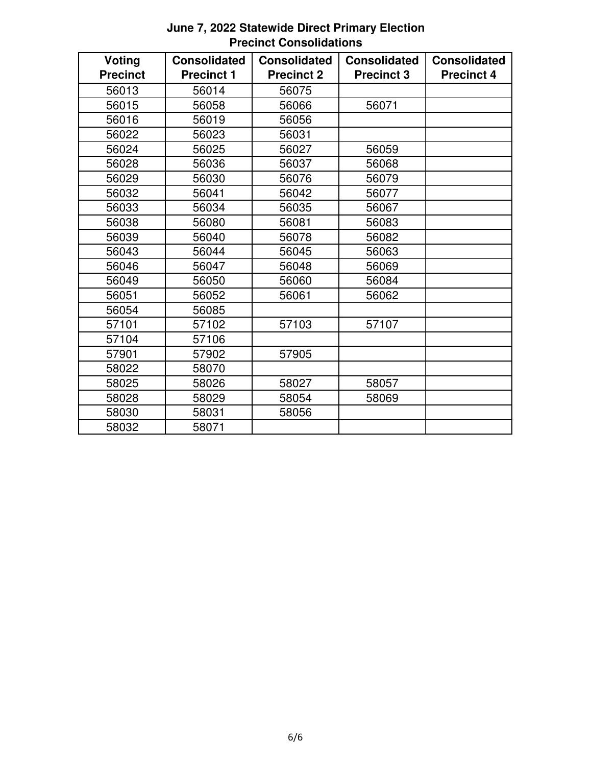**June 7, 2022 Statewide Direct Primary Election**
**Precinct Consolidations**

| Voting Precinct | Consolidated Precinct 1 | Consolidated Precinct 2 | Consolidated Precinct 3 | Consolidated Precinct 4 |
|---|---|---|---|---|
| 56013 | 56014 | 56075 | | |
| 56015 | 56058 | 56066 | 56071 | |
| 56016 | 56019 | 56056 | | |
| 56022 | 56023 | 56031 | | |
| 56024 | 56025 | 56027 | 56059 | |
| 56028 | 56036 | 56037 | 56068 | |
| 56029 | 56030 | 56076 | 56079 | |
| 56032 | 56041 | 56042 | 56077 | |
| 56033 | 56034 | 56035 | 56067 | |
| 56038 | 56080 | 56081 | 56083 | |
| 56039 | 56040 | 56078 | 56082 | |
| 56043 | 56044 | 56045 | 56063 | |
| 56046 | 56047 | 56048 | 56069 | |
| 56049 | 56050 | 56060 | 56084 | |
| 56051 | 56052 | 56061 | 56062 | |
| 56054 | 56085 | | | |
| 57101 | 57102 | 57103 | 57107 | |
| 57104 | 57106 | | | |
| 57901 | 57902 | 57905 | | |
| 58022 | 58070 | | | |
| 58025 | 58026 | 58027 | 58057 | |
| 58028 | 58029 | 58054 | 58069 | |
| 58030 | 58031 | 58056 | | |
| 58032 | 58071 | | | |